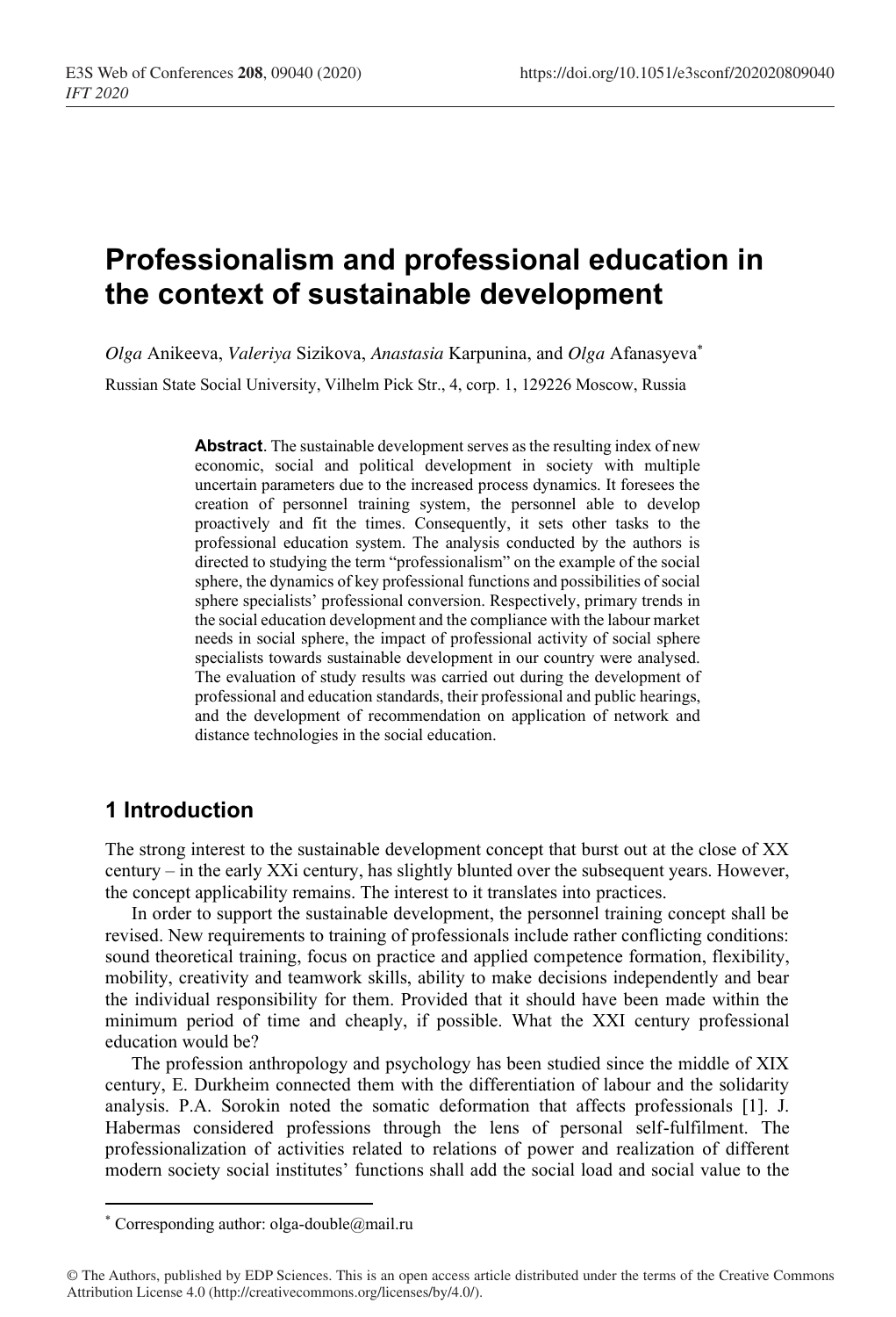# Professionalism and professional education in the context of sustainable development

*Olga* Anikeeva, *Valeriya* Sizikova, *Anastasia* Karpunina, and *Olga* Afanasyeva[*]

Russian State Social University, Vilhelm Pick Str., 4, corp. 1, 129226 Moscow, Russia

**Abstract**. The sustainable development serves as the resulting index of new economic, social and political development in society with multiple uncertain parameters due to the increased process dynamics. It foresees the creation of personnel training system, the personnel able to develop proactively and fit the times. Consequently, it sets other tasks to the professional education system. The analysis conducted by the authors is directed to studying the term "professionalism" on the example of the social sphere, the dynamics of key professional functions and possibilities of social sphere specialists' professional conversion. Respectively, primary trends in the social education development and the compliance with the labour market needs in social sphere, the impact of professional activity of social sphere specialists towards sustainable development in our country were analysed. The evaluation of study results was carried out during the development of professional and education standards, their professional and public hearings, and the development of recommendation on application of network and distance technologies in the social education.

## 1 Introduction

The strong interest to the sustainable development concept that burst out at the close of XX century – in the early XXi century, has slightly blunted over the subsequent years. However, the concept applicability remains. The interest to it translates into practices.

In order to support the sustainable development, the personnel training concept shall be revised. New requirements to training of professionals include rather conflicting conditions: sound theoretical training, focus on practice and applied competence formation, flexibility, mobility, creativity and teamwork skills, ability to make decisions independently and bear the individual responsibility for them. Provided that it should have been made within the minimum period of time and cheaply, if possible. What the XXI century professional education would be?

The profession anthropology and psychology has been studied since the middle of XIX century, E. Durkheim connected them with the differentiation of labour and the solidarity analysis. P.A. Sorokin noted the somatic deformation that affects professionals [1]. J. Habermas considered professions through the lens of personal self-fulfilment. The professionalization of activities related to relations of power and realization of different modern society social institutes' functions shall add the social load and social value to the

---

[*] Corresponding author: olga-double@mail.ru

© The Authors, published by EDP Sciences. This is an open access article distributed under the terms of the Creative Commons Attribution License 4.0 (http://creativecommons.org/licenses/by/4.0/).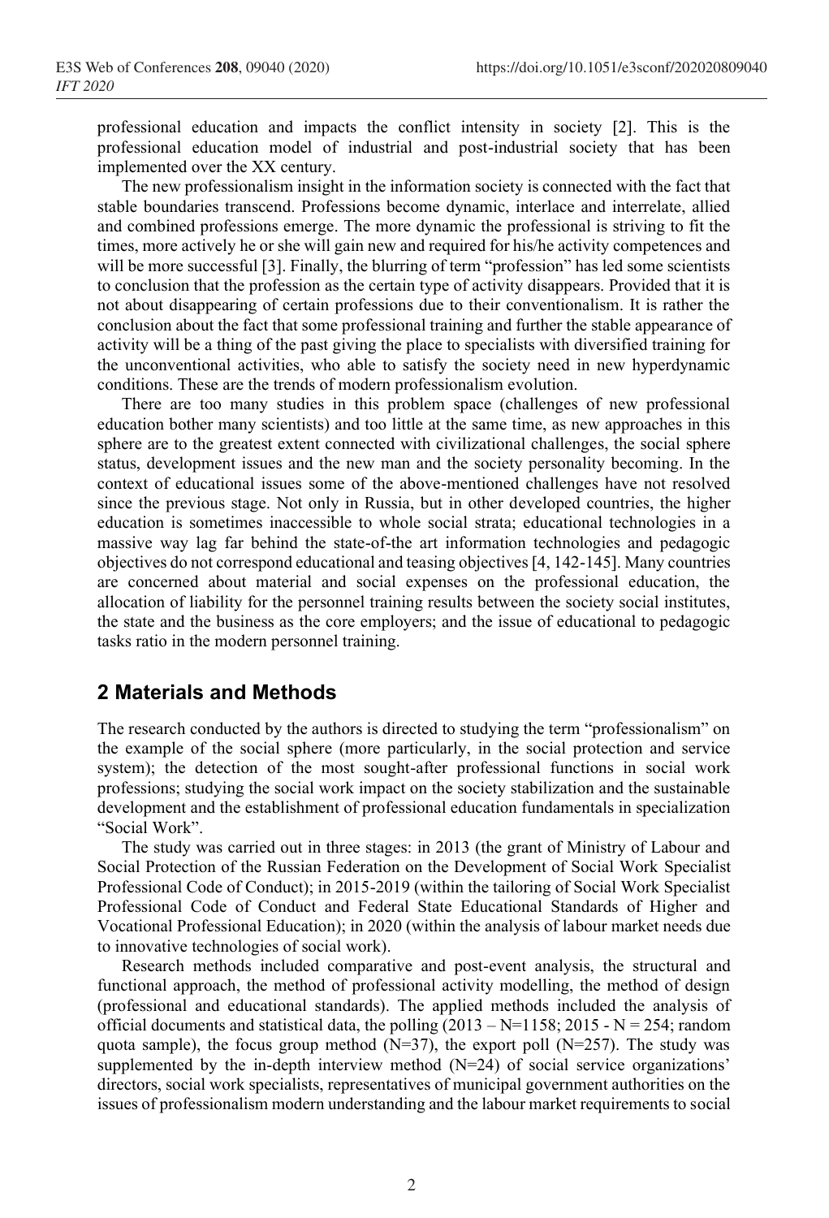professional education and impacts the conflict intensity in society [2]. This is the professional education model of industrial and post-industrial society that has been implemented over the XX century.

The new professionalism insight in the information society is connected with the fact that stable boundaries transcend. Professions become dynamic, interlace and interrelate, allied and combined professions emerge. The more dynamic the professional is striving to fit the times, more actively he or she will gain new and required for his/he activity competences and will be more successful [3]. Finally, the blurring of term "profession" has led some scientists to conclusion that the profession as the certain type of activity disappears. Provided that it is not about disappearing of certain professions due to their conventionalism. It is rather the conclusion about the fact that some professional training and further the stable appearance of activity will be a thing of the past giving the place to specialists with diversified training for the unconventional activities, who able to satisfy the society need in new hyperdynamic conditions. These are the trends of modern professionalism evolution.

There are too many studies in this problem space (challenges of new professional education bother many scientists) and too little at the same time, as new approaches in this sphere are to the greatest extent connected with civilizational challenges, the social sphere status, development issues and the new man and the society personality becoming. In the context of educational issues some of the above-mentioned challenges have not resolved since the previous stage. Not only in Russia, but in other developed countries, the higher education is sometimes inaccessible to whole social strata; educational technologies in a massive way lag far behind the state-of-the art information technologies and pedagogic objectives do not correspond educational and teasing objectives [4, 142-145]. Many countries are concerned about material and social expenses on the professional education, the allocation of liability for the personnel training results between the society social institutes, the state and the business as the core employers; and the issue of educational to pedagogic tasks ratio in the modern personnel training.

## 2 Materials and Methods

The research conducted by the authors is directed to studying the term "professionalism" on the example of the social sphere (more particularly, in the social protection and service system); the detection of the most sought-after professional functions in social work professions; studying the social work impact on the society stabilization and the sustainable development and the establishment of professional education fundamentals in specialization "Social Work".

The study was carried out in three stages: in 2013 (the grant of Ministry of Labour and Social Protection of the Russian Federation on the Development of Social Work Specialist Professional Code of Conduct); in 2015-2019 (within the tailoring of Social Work Specialist Professional Code of Conduct and Federal State Educational Standards of Higher and Vocational Professional Education); in 2020 (within the analysis of labour market needs due to innovative technologies of social work).

Research methods included comparative and post-event analysis, the structural and functional approach, the method of professional activity modelling, the method of design (professional and educational standards). The applied methods included the analysis of official documents and statistical data, the polling (2013 – N=1158; 2015 - N = 254; random quota sample), the focus group method (N=37), the export poll (N=257). The study was supplemented by the in-depth interview method (N=24) of social service organizations' directors, social work specialists, representatives of municipal government authorities on the issues of professionalism modern understanding and the labour market requirements to social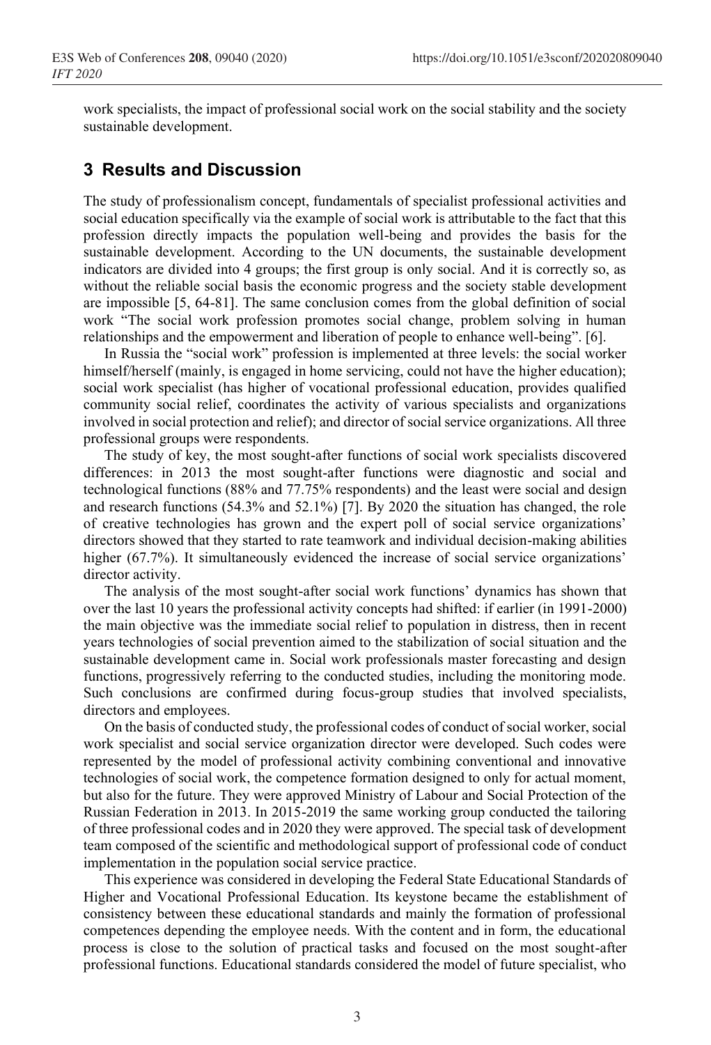work specialists, the impact of professional social work on the social stability and the society sustainable development.

## 3 Results and Discussion

The study of professionalism concept, fundamentals of specialist professional activities and social education specifically via the example of social work is attributable to the fact that this profession directly impacts the population well-being and provides the basis for the sustainable development. According to the UN documents, the sustainable development indicators are divided into 4 groups; the first group is only social. And it is correctly so, as without the reliable social basis the economic progress and the society stable development are impossible [5, 64-81]. The same conclusion comes from the global definition of social work "The social work profession promotes social change, problem solving in human relationships and the empowerment and liberation of people to enhance well-being". [6].

In Russia the "social work" profession is implemented at three levels: the social worker himself/herself (mainly, is engaged in home servicing, could not have the higher education); social work specialist (has higher of vocational professional education, provides qualified community social relief, coordinates the activity of various specialists and organizations involved in social protection and relief); and director of social service organizations. All three professional groups were respondents.

The study of key, the most sought-after functions of social work specialists discovered differences: in 2013 the most sought-after functions were diagnostic and social and technological functions (88% and 77.75% respondents) and the least were social and design and research functions (54.3% and 52.1%) [7]. By 2020 the situation has changed, the role of creative technologies has grown and the expert poll of social service organizations' directors showed that they started to rate teamwork and individual decision-making abilities higher (67.7%). It simultaneously evidenced the increase of social service organizations' director activity.

The analysis of the most sought-after social work functions' dynamics has shown that over the last 10 years the professional activity concepts had shifted: if earlier (in 1991-2000) the main objective was the immediate social relief to population in distress, then in recent years technologies of social prevention aimed to the stabilization of social situation and the sustainable development came in. Social work professionals master forecasting and design functions, progressively referring to the conducted studies, including the monitoring mode. Such conclusions are confirmed during focus-group studies that involved specialists, directors and employees.

On the basis of conducted study, the professional codes of conduct of social worker, social work specialist and social service organization director were developed. Such codes were represented by the model of professional activity combining conventional and innovative technologies of social work, the competence formation designed to only for actual moment, but also for the future. They were approved Ministry of Labour and Social Protection of the Russian Federation in 2013. In 2015-2019 the same working group conducted the tailoring of three professional codes and in 2020 they were approved. The special task of development team composed of the scientific and methodological support of professional code of conduct implementation in the population social service practice.

This experience was considered in developing the Federal State Educational Standards of Higher and Vocational Professional Education. Its keystone became the establishment of consistency between these educational standards and mainly the formation of professional competences depending the employee needs. With the content and in form, the educational process is close to the solution of practical tasks and focused on the most sought-after professional functions. Educational standards considered the model of future specialist, who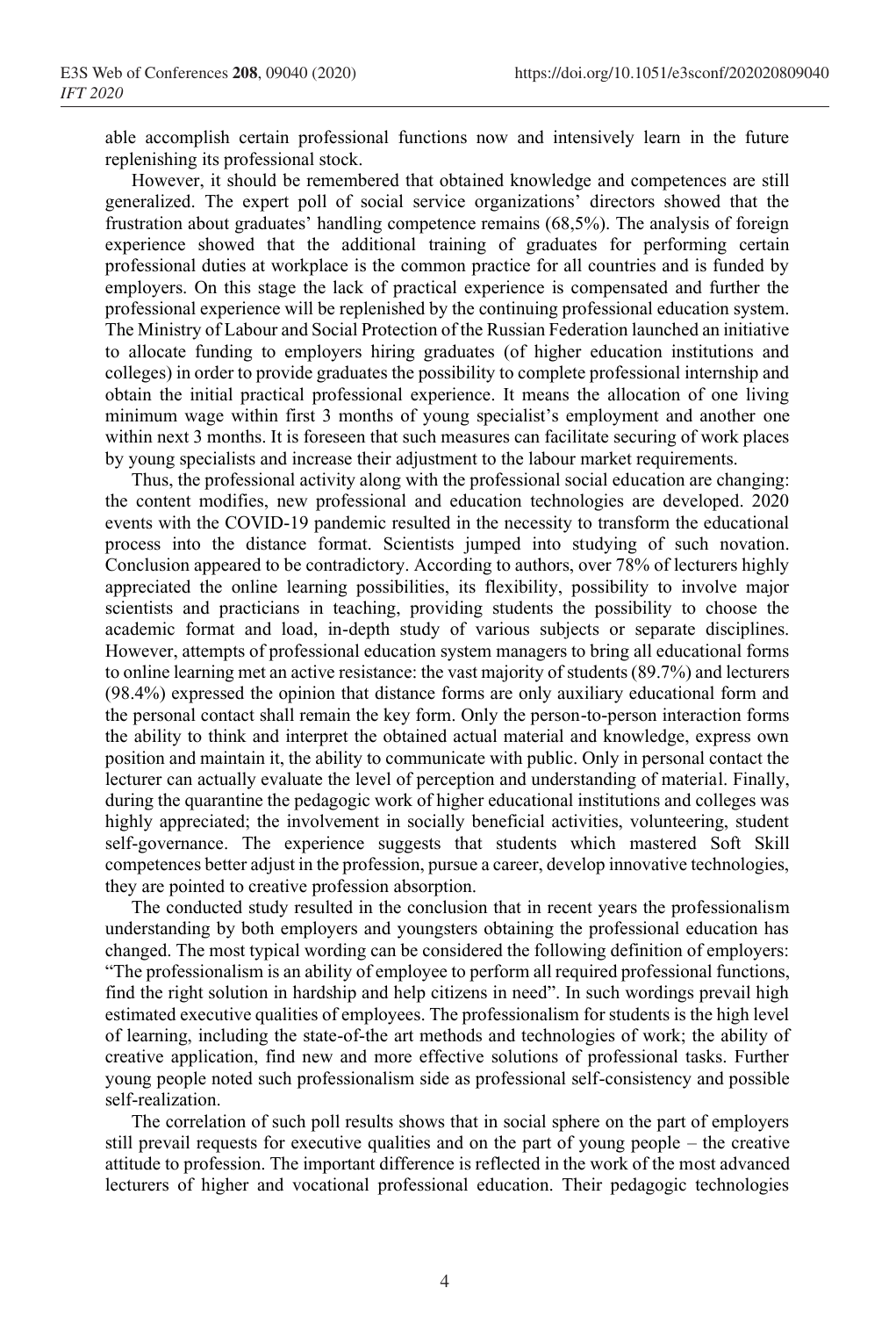able accomplish certain professional functions now and intensively learn in the future replenishing its professional stock.

However, it should be remembered that obtained knowledge and competences are still generalized. The expert poll of social service organizations' directors showed that the frustration about graduates' handling competence remains (68,5%). The analysis of foreign experience showed that the additional training of graduates for performing certain professional duties at workplace is the common practice for all countries and is funded by employers. On this stage the lack of practical experience is compensated and further the professional experience will be replenished by the continuing professional education system. The Ministry of Labour and Social Protection of the Russian Federation launched an initiative to allocate funding to employers hiring graduates (of higher education institutions and colleges) in order to provide graduates the possibility to complete professional internship and obtain the initial practical professional experience. It means the allocation of one living minimum wage within first 3 months of young specialist's employment and another one within next 3 months. It is foreseen that such measures can facilitate securing of work places by young specialists and increase their adjustment to the labour market requirements.

Thus, the professional activity along with the professional social education are changing: the content modifies, new professional and education technologies are developed. 2020 events with the COVID-19 pandemic resulted in the necessity to transform the educational process into the distance format. Scientists jumped into studying of such novation. Conclusion appeared to be contradictory. According to authors, over 78% of lecturers highly appreciated the online learning possibilities, its flexibility, possibility to involve major scientists and practicians in teaching, providing students the possibility to choose the academic format and load, in-depth study of various subjects or separate disciplines. However, attempts of professional education system managers to bring all educational forms to online learning met an active resistance: the vast majority of students (89.7%) and lecturers (98.4%) expressed the opinion that distance forms are only auxiliary educational form and the personal contact shall remain the key form. Only the person-to-person interaction forms the ability to think and interpret the obtained actual material and knowledge, express own position and maintain it, the ability to communicate with public. Only in personal contact the lecturer can actually evaluate the level of perception and understanding of material. Finally, during the quarantine the pedagogic work of higher educational institutions and colleges was highly appreciated; the involvement in socially beneficial activities, volunteering, student self-governance. The experience suggests that students which mastered Soft Skill competences better adjust in the profession, pursue a career, develop innovative technologies, they are pointed to creative profession absorption.

The conducted study resulted in the conclusion that in recent years the professionalism understanding by both employers and youngsters obtaining the professional education has changed. The most typical wording can be considered the following definition of employers: "The professionalism is an ability of employee to perform all required professional functions, find the right solution in hardship and help citizens in need". In such wordings prevail high estimated executive qualities of employees. The professionalism for students is the high level of learning, including the state-of-the art methods and technologies of work; the ability of creative application, find new and more effective solutions of professional tasks. Further young people noted such professionalism side as professional self-consistency and possible self-realization.

The correlation of such poll results shows that in social sphere on the part of employers still prevail requests for executive qualities and on the part of young people – the creative attitude to profession. The important difference is reflected in the work of the most advanced lecturers of higher and vocational professional education. Their pedagogic technologies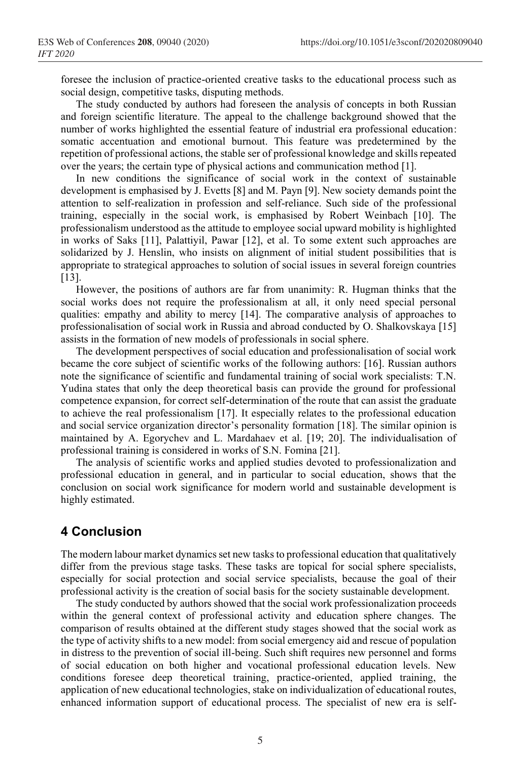foresee the inclusion of practice-oriented creative tasks to the educational process such as social design, competitive tasks, disputing methods.

The study conducted by authors had foreseen the analysis of concepts in both Russian and foreign scientific literature. The appeal to the challenge background showed that the number of works highlighted the essential feature of industrial era professional education: somatic accentuation and emotional burnout. This feature was predetermined by the repetition of professional actions, the stable ser of professional knowledge and skills repeated over the years; the certain type of physical actions and communication method [1].

In new conditions the significance of social work in the context of sustainable development is emphasised by J. Evetts [8] and M. Payn [9]. New society demands point the attention to self-realization in profession and self-reliance. Such side of the professional training, especially in the social work, is emphasised by Robert Weinbach [10]. The professionalism understood as the attitude to employee social upward mobility is highlighted in works of Saks [11], Palattiyil, Pawar [12], et al. To some extent such approaches are solidarized by J. Henslin, who insists on alignment of initial student possibilities that is appropriate to strategical approaches to solution of social issues in several foreign countries [13].

However, the positions of authors are far from unanimity: R. Hugman thinks that the social works does not require the professionalism at all, it only need special personal qualities: empathy and ability to mercy [14]. The comparative analysis of approaches to professionalisation of social work in Russia and abroad conducted by O. Shalkovskaya [15] assists in the formation of new models of professionals in social sphere.

The development perspectives of social education and professionalisation of social work became the core subject of scientific works of the following authors: [16]. Russian authors note the significance of scientific and fundamental training of social work specialists: T.N. Yudina states that only the deep theoretical basis can provide the ground for professional competence expansion, for correct self-determination of the route that can assist the graduate to achieve the real professionalism [17]. It especially relates to the professional education and social service organization director's personality formation [18]. The similar opinion is maintained by A. Egorychev and L. Mardahaev et al. [19; 20]. The individualisation of professional training is considered in works of S.N. Fomina [21].

The analysis of scientific works and applied studies devoted to professionalization and professional education in general, and in particular to social education, shows that the conclusion on social work significance for modern world and sustainable development is highly estimated.

## 4 Conclusion

The modern labour market dynamics set new tasks to professional education that qualitatively differ from the previous stage tasks. These tasks are topical for social sphere specialists, especially for social protection and social service specialists, because the goal of their professional activity is the creation of social basis for the society sustainable development.

The study conducted by authors showed that the social work professionalization proceeds within the general context of professional activity and education sphere changes. The comparison of results obtained at the different study stages showed that the social work as the type of activity shifts to a new model: from social emergency aid and rescue of population in distress to the prevention of social ill-being. Such shift requires new personnel and forms of social education on both higher and vocational professional education levels. New conditions foresee deep theoretical training, practice-oriented, applied training, the application of new educational technologies, stake on individualization of educational routes, enhanced information support of educational process. The specialist of new era is self-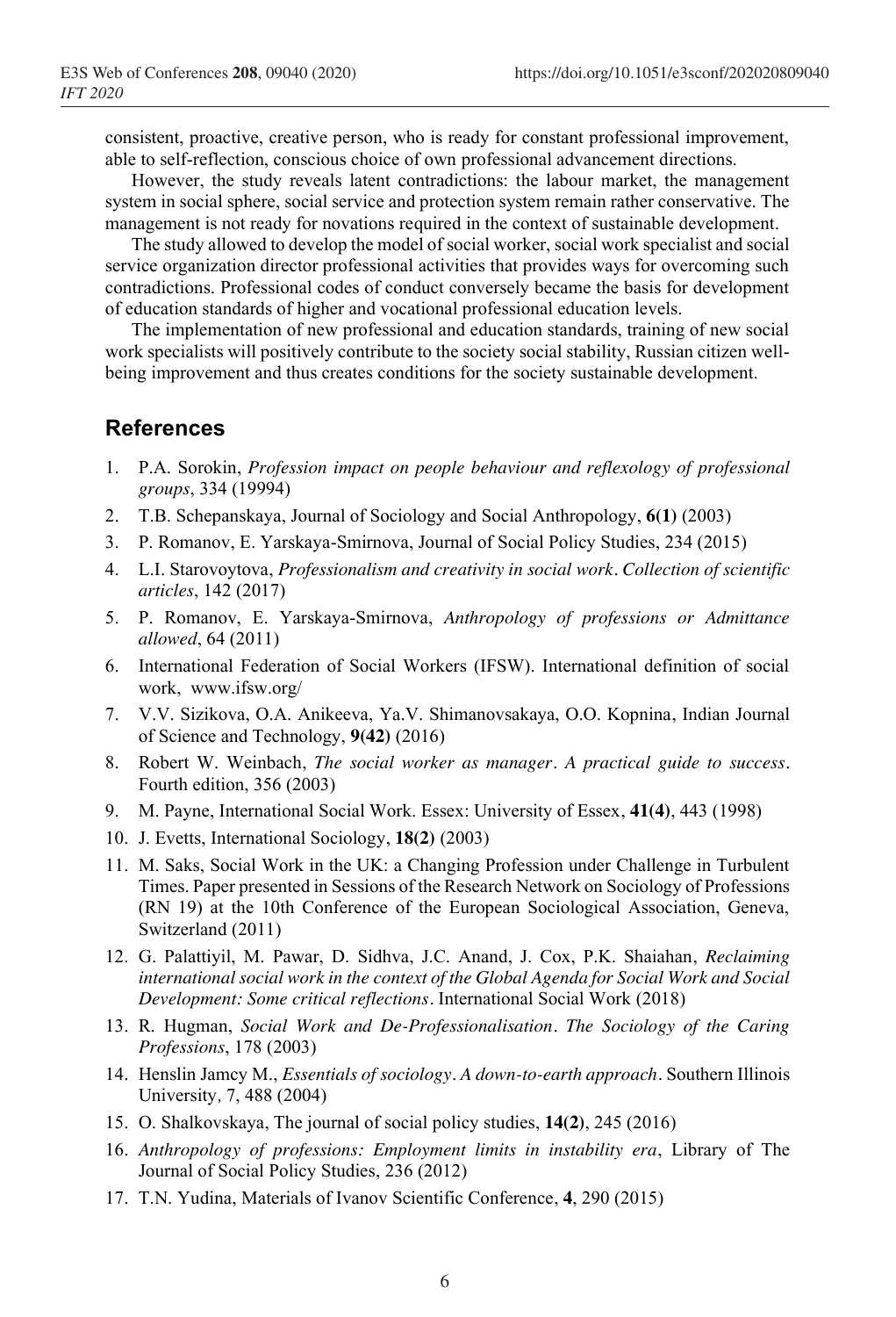consistent, proactive, creative person, who is ready for constant professional improvement, able to self-reflection, conscious choice of own professional advancement directions.

However, the study reveals latent contradictions: the labour market, the management system in social sphere, social service and protection system remain rather conservative. The management is not ready for novations required in the context of sustainable development.

The study allowed to develop the model of social worker, social work specialist and social service organization director professional activities that provides ways for overcoming such contradictions. Professional codes of conduct conversely became the basis for development of education standards of higher and vocational professional education levels.

The implementation of new professional and education standards, training of new social work specialists will positively contribute to the society social stability, Russian citizen well-being improvement and thus creates conditions for the society sustainable development.

## References

1. P.A. Sorokin, *Profession impact on people behaviour and reflexology of professional groups*, 334 (19994)
2. T.B. Schepanskaya, Journal of Sociology and Social Anthropology, **6(1)** (2003)
3. P. Romanov, E. Yarskaya-Smirnova, Journal of Social Policy Studies, 234 (2015)
4. L.I. Starovoytova, *Professionalism and creativity in social work*. *Collection of scientific articles*, 142 (2017)
5. P. Romanov, E. Yarskaya-Smirnova, *Anthropology of professions or Admittance allowed*, 64 (2011)
6. International Federation of Social Workers (IFSW). International definition of social work, www.ifsw.org/
7. V.V. Sizikova, O.A. Anikeeva, Ya.V. Shimanovsakaya, O.O. Kopnina, Indian Journal of Science and Technology, **9(42)** (2016)
8. Robert W. Weinbach, *The social worker as manager*. *A practical guide to success*. Fourth edition, 356 (2003)
9. M. Payne, International Social Work. Essex: University of Essex, **41(4)**, 443 (1998)
10. J. Evetts, International Sociology, **18(2)** (2003)
11. M. Saks, Social Work in the UK: a Changing Profession under Challenge in Turbulent Times. Paper presented in Sessions of the Research Network on Sociology of Professions (RN 19) at the 10th Conference of the European Sociological Association, Geneva, Switzerland (2011)
12. G. Palattiyil, M. Pawar, D. Sidhva, J.C. Anand, J. Cox, P.K. Shaiahan, *Reclaiming international social work in the context of the Global Agenda for Social Work and Social Development: Some critical reflections*. International Social Work (2018)
13. R. Hugman, *Social Work and De-Professionalisation*. *The Sociology of the Caring Professions*, 178 (2003)
14. Henslin Jamcy M., *Essentials of sociology*. *A down-to-earth approach*. Southern Illinois University, 7, 488 (2004)
15. O. Shalkovskaya, The journal of social policy studies, **14(2)**, 245 (2016)
16. *Anthropology of professions: Employment limits in instability era*, Library of The Journal of Social Policy Studies, 236 (2012)
17. T.N. Yudina, Materials of Ivanov Scientific Conference, **4**, 290 (2015)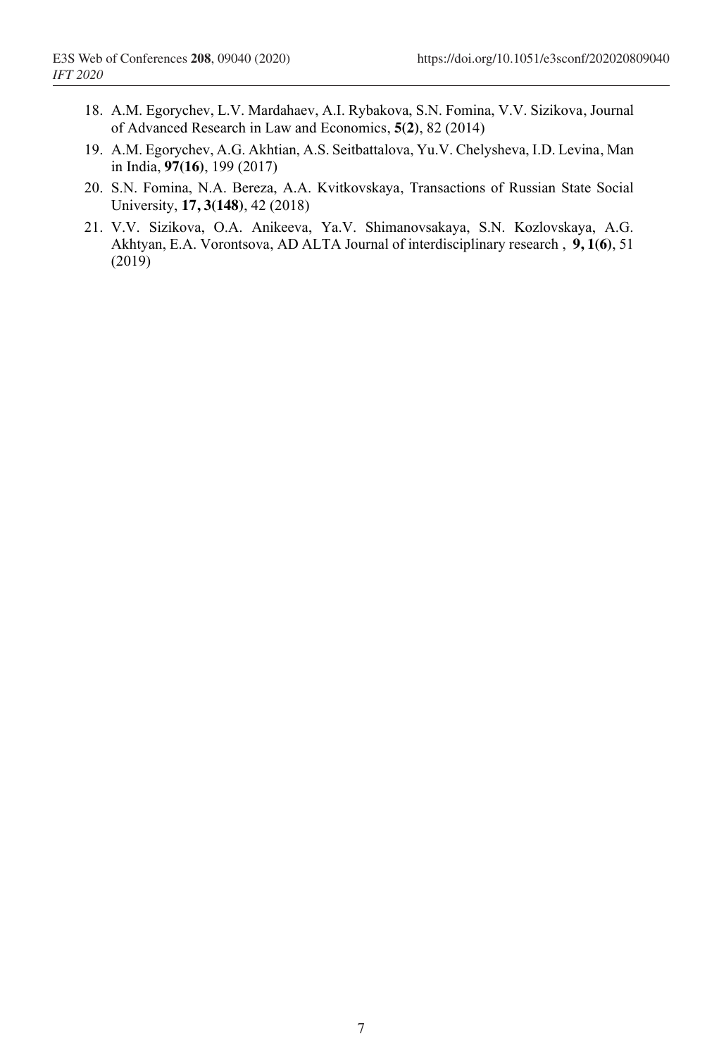18. A.M. Egorychev, L.V. Mardahaev, A.I. Rybakova, S.N. Fomina, V.V. Sizikova, Journal of Advanced Research in Law and Economics, **5(2)**, 82 (2014)
19. A.M. Egorychev, A.G. Akhtian, A.S. Seitbattalova, Yu.V. Chelysheva, I.D. Levina, Man in India, **97(16)**, 199 (2017)
20. S.N. Fomina, N.A. Bereza, A.A. Kvitkovskaya, Transactions of Russian State Social University, **17, 3(148)**, 42 (2018)
21. V.V. Sizikova, O.A. Anikeeva, Ya.V. Shimanovsakaya, S.N. Kozlovskaya, A.G. Akhtyan, E.A. Vorontsova, AD ALTA Journal of interdisciplinary research , **9, 1(6)**, 51 (2019)